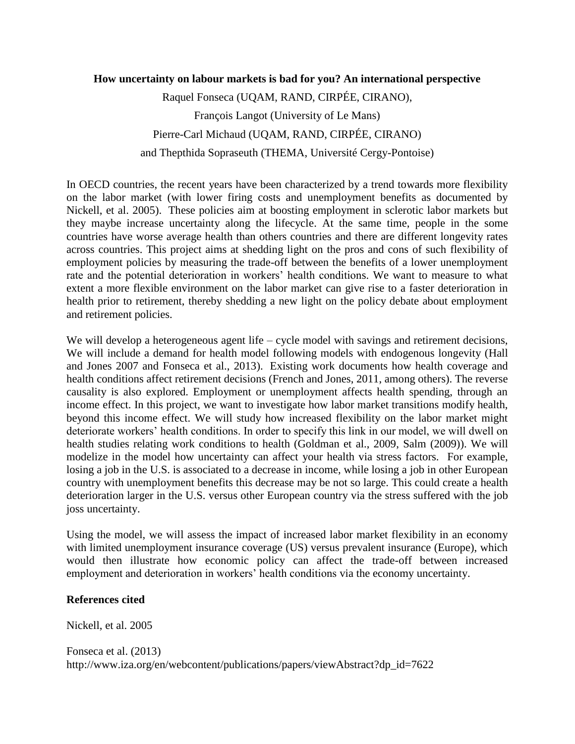**How uncertainty on labour markets is bad for you? An international perspective**

Raquel Fonseca (UQAM, RAND, CIRPÉE, CIRANO),

François Langot (University of Le Mans)

Pierre-Carl Michaud (UQAM, RAND, CIRPÉE, CIRANO)

and Thepthida Sopraseuth (THEMA, Université Cergy-Pontoise)

In OECD countries, the recent years have been characterized by a trend towards more flexibility on the labor market (with lower firing costs and unemployment benefits as documented by Nickell, et al. 2005). These policies aim at boosting employment in sclerotic labor markets but they maybe increase uncertainty along the lifecycle. At the same time, people in the some countries have worse average health than others countries and there are different longevity rates across countries. This project aims at shedding light on the pros and cons of such flexibility of employment policies by measuring the trade-off between the benefits of a lower unemployment rate and the potential deterioration in workers' health conditions. We want to measure to what extent a more flexible environment on the labor market can give rise to a faster deterioration in health prior to retirement, thereby shedding a new light on the policy debate about employment and retirement policies.

We will develop a heterogeneous agent life – cycle model with savings and retirement decisions, We will include a demand for health model following models with endogenous longevity (Hall and Jones 2007 and Fonseca et al., 2013). Existing work documents how health coverage and health conditions affect retirement decisions (French and Jones, 2011, among others). The reverse causality is also explored. Employment or unemployment affects health spending, through an income effect. In this project, we want to investigate how labor market transitions modify health, beyond this income effect. We will study how increased flexibility on the labor market might deteriorate workers' health conditions. In order to specify this link in our model, we will dwell on health studies relating work conditions to health (Goldman et al., 2009, Salm (2009)). We will modelize in the model how uncertainty can affect your health via stress factors. For example, losing a job in the U.S. is associated to a decrease in income, while losing a job in other European country with unemployment benefits this decrease may be not so large. This could create a health deterioration larger in the U.S. versus other European country via the stress suffered with the job joss uncertainty.

Using the model, we will assess the impact of increased labor market flexibility in an economy with limited unemployment insurance coverage (US) versus prevalent insurance (Europe), which would then illustrate how economic policy can affect the trade-off between increased employment and deterioration in workers' health conditions via the economy uncertainty.

**References cited**

Nickell, et al. 2005

Fonseca et al. (2013)
http://www.iza.org/en/webcontent/publications/papers/viewAbstract?dp_id=7622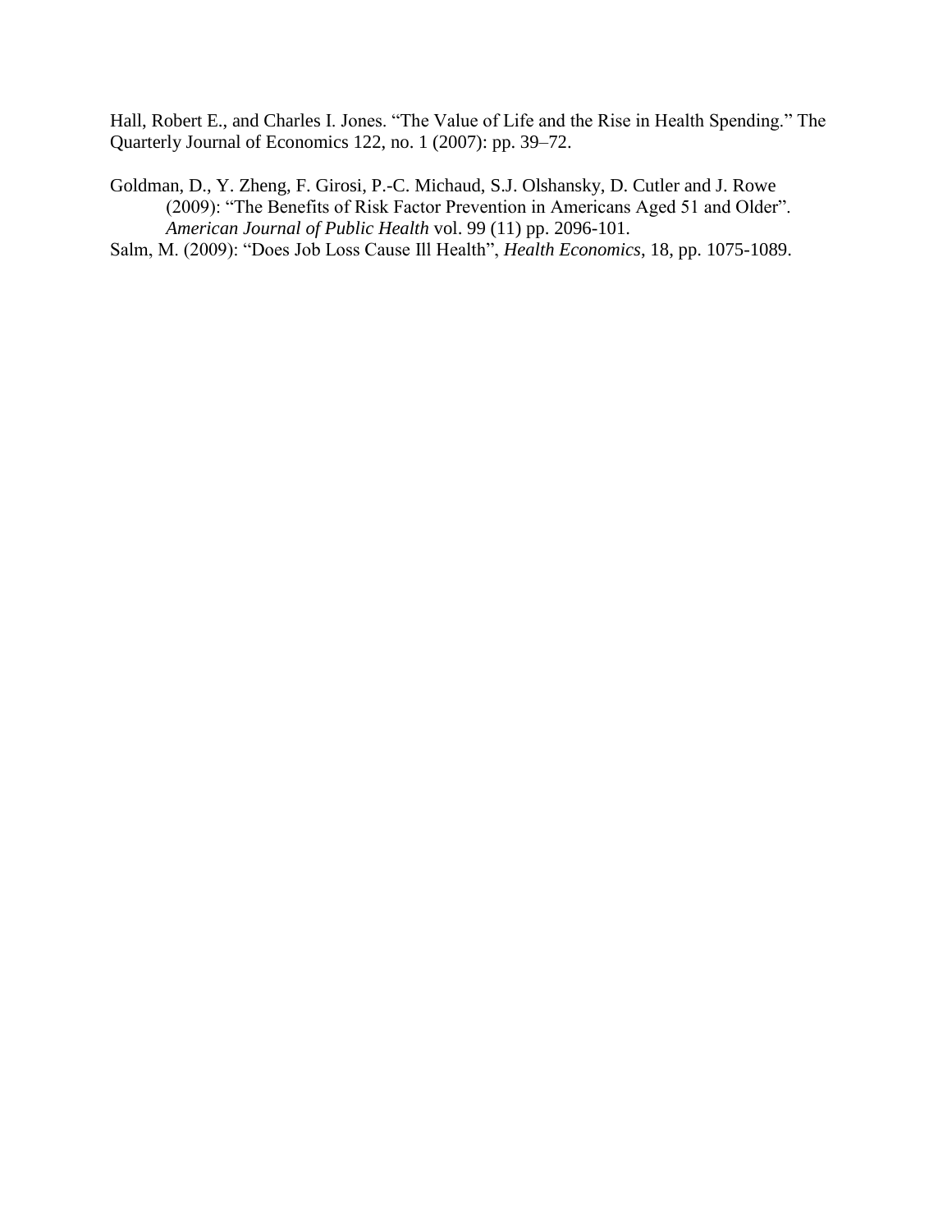Hall, Robert E., and Charles I. Jones. "The Value of Life and the Rise in Health Spending." The Quarterly Journal of Economics 122, no. 1 (2007): pp. 39–72.

Goldman, D., Y. Zheng, F. Girosi, P.-C. Michaud, S.J. Olshansky, D. Cutler and J. Rowe (2009): "The Benefits of Risk Factor Prevention in Americans Aged 51 and Older". *American Journal of Public Health* vol. 99 (11) pp. 2096-101.

Salm, M. (2009): "Does Job Loss Cause Ill Health", *Health Economics*, 18, pp. 1075-1089.